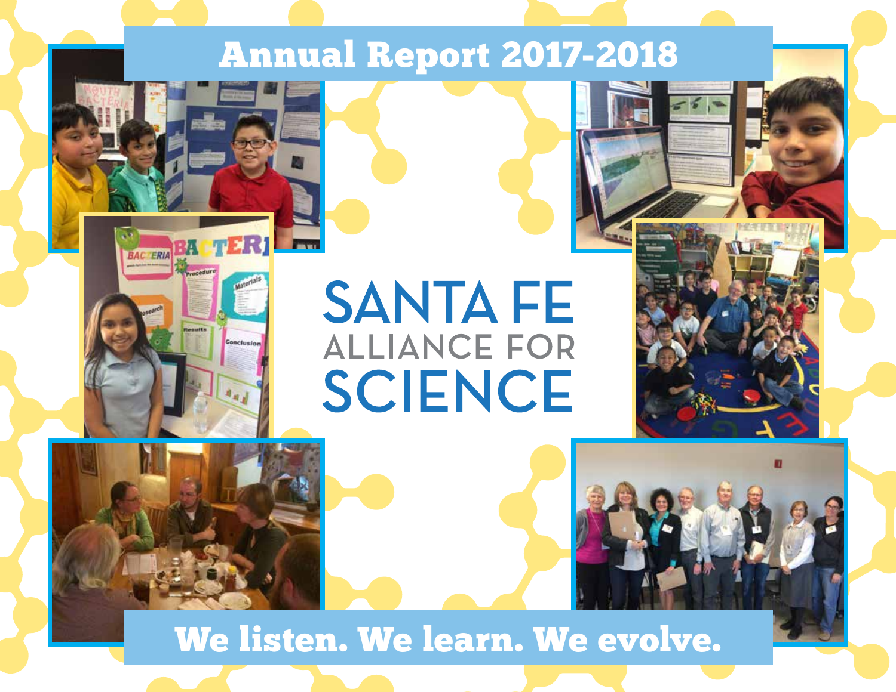# Annual Report 2017-2018

# SANTA FE ALLIANCE FOR SCIENCE

**We listen. We learn. We evolve.**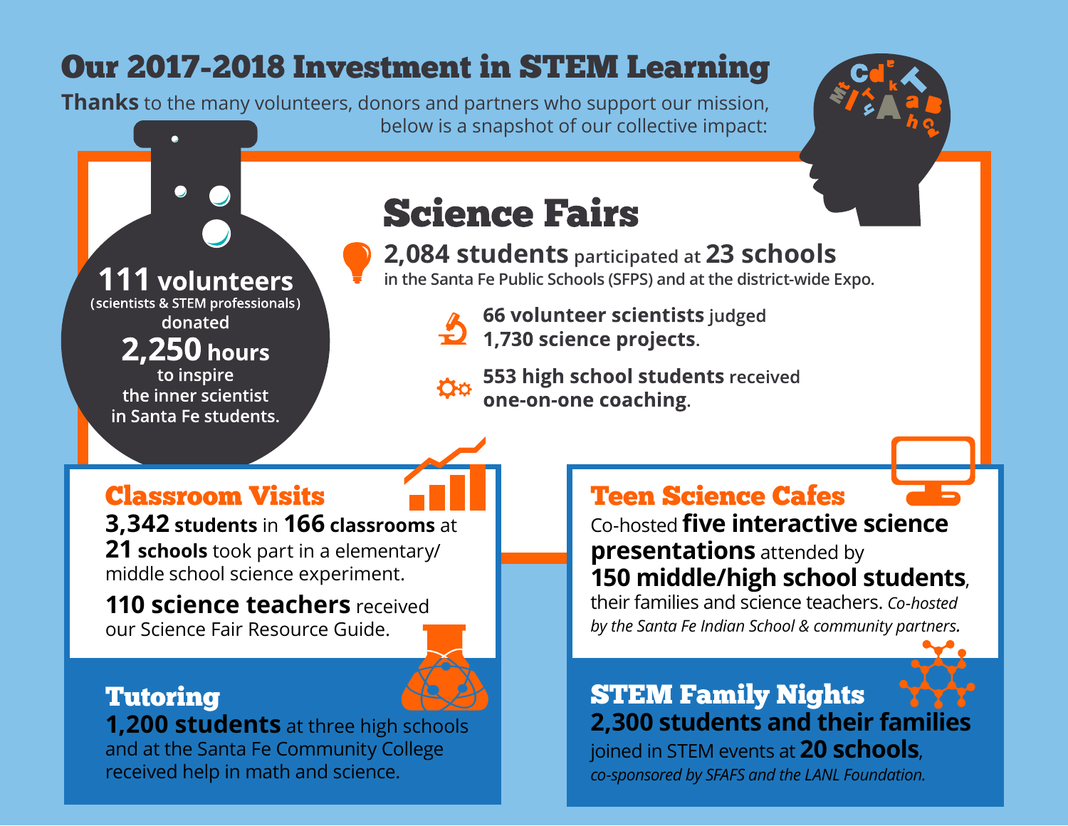# Our 2017-2018 Investment in STEM Learning

**Thanks** to the many volunteers, donors and partners who support our mission, below is a snapshot of our collective impact:

**111 volunteers** (scientists & STEM professionals) donated **2,250 hours** to inspire the inner scientist in Santa Fe students.

## Science Fairs

**2,084 students** participated at **23 schools** in the Santa Fe Public Schools (SFPS) and at the district-wide Expo.

**66 volunteer scientists** judged **1,730 science projects**.

**553 high school students** received **one-on-one coaching**.

## Classroom Visits

**3,342 students** in **166 classrooms** at **21 schools** took part in a elementary/ middle school science experiment.

**110 science teachers** received our Science Fair Resource Guide.

## Tutoring

**1,200 students** at three high schools and at the Santa Fe Community College received help in math and science.

## Teen Science Cafes

Co-hosted **five interactive science presentations** attended by **150 middle/high school students**, their families and science teachers. *Co-hosted by the Santa Fe Indian School & community partners.*

## STEM Family Nights

**2,300 students and their families** joined in STEM events at **20 schools**, *co-sponsored by SFAFS and the LANL Foundation.*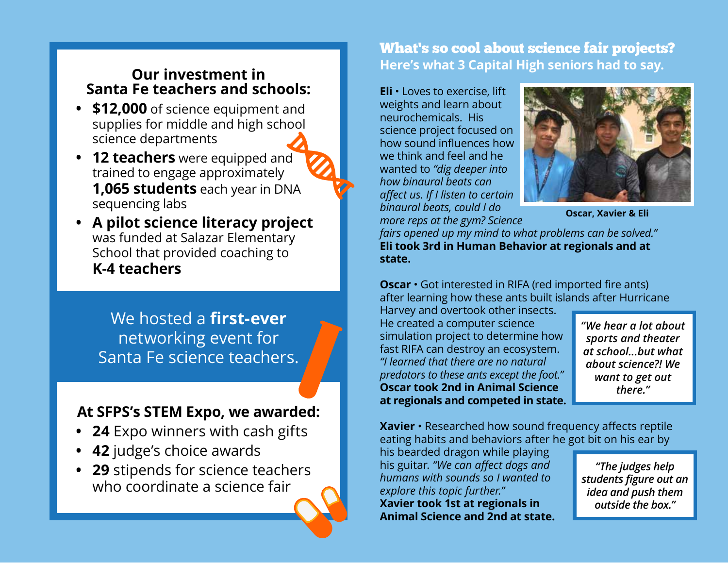## Our investment in Santa Fe teachers and schools:

- **$12,000** of science equipment and supplies for middle and high school science departments
- **12 teachers** were equipped and trained to engage approximately **1,065 students** each year in DNA sequencing labs
- **A pilot science literacy project** was funded at Salazar Elementary School that provided coaching to **K-4 teachers**

We hosted a **first-ever** networking event for Santa Fe science teachers.

### At SFPS's STEM Expo, we awarded:

- **24** Expo winners with cash gifts
- **42** judge's choice awards
- **29** stipends for science teachers who coordinate a science fair

## What's so cool about science fair projects?

### Here's what 3 Capital High seniors had to say.

Oscar, Xavier & Eli

**Eli** • Loves to exercise, lift weights and learn about neurochemicals. His science project focused on how sound influences how we think and feel and he wanted to *"dig deeper into how binaural beats can affect us. If I listen to certain binaural beats, could I do more reps at the gym? Science fairs opened up my mind to what problems can be solved."* **Eli took 3rd in Human Behavior at regionals and at state.**

**Oscar** • Got interested in RIFA (red imported fire ants) after learning how these ants built islands after Hurricane Harvey and overtook other insects. He created a computer science simulation project to determine how fast RIFA can destroy an ecosystem. *"I learned that there are no natural predators to these ants except the foot."* **Oscar took 2nd in Animal Science at regionals and competed in state.**

> ***"We hear a lot about sports and theater at school...but what about science?! We want to get out there."***

**Xavier** • Researched how sound frequency affects reptile eating habits and behaviors after he got bit on his ear by his bearded dragon while playing his guitar. *"We can affect dogs and humans with sounds so I wanted to explore this topic further."* **Xavier took 1st at regionals in Animal Science and 2nd at state.**

> *"The judges help students figure out an idea and push them outside the box."*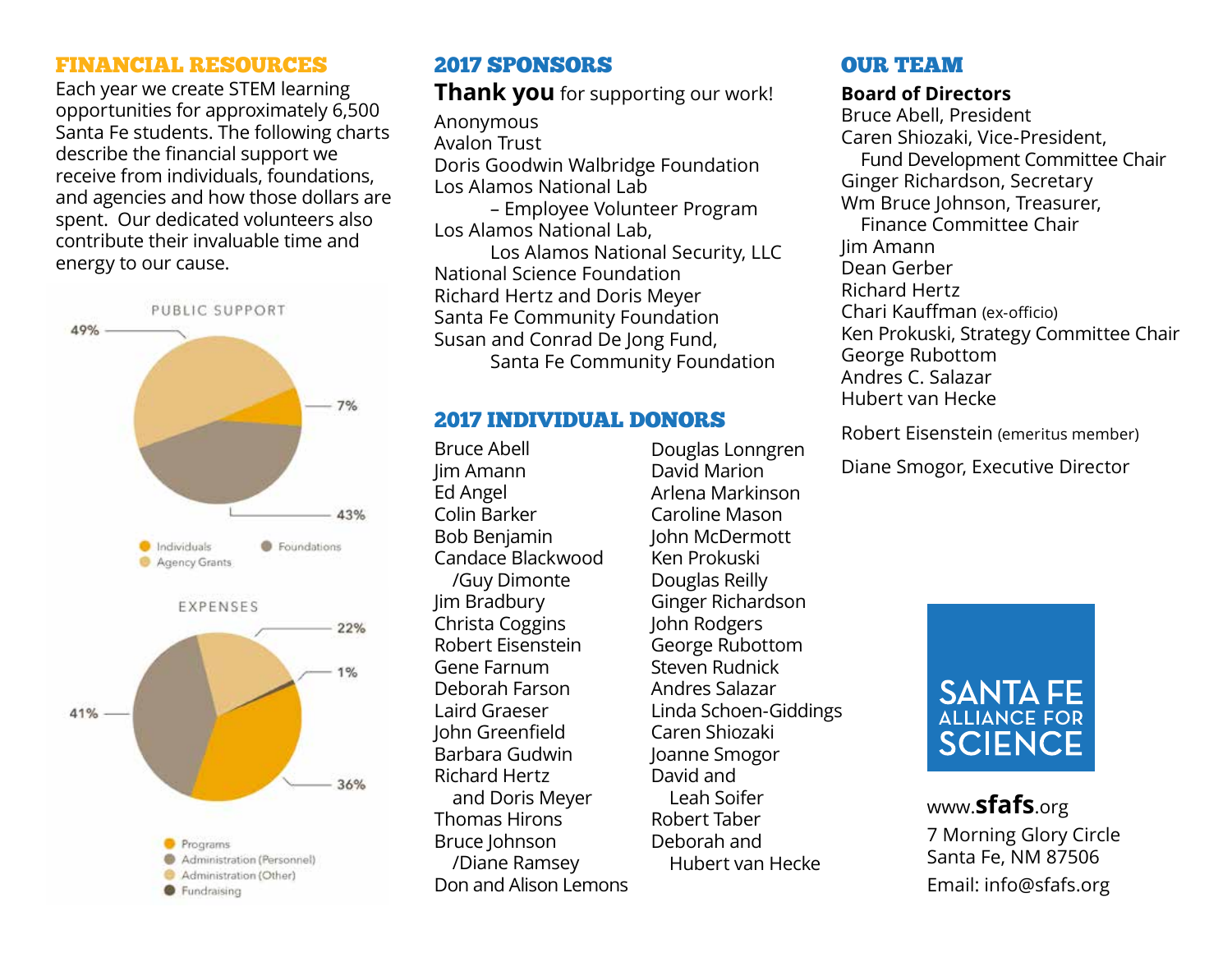## FINANCIAL RESOURCES

Each year we create STEM learning opportunities for approximately 6,500 Santa Fe students. The following charts describe the financial support we receive from individuals, foundations, and agencies and how those dollars are spent. Our dedicated volunteers also contribute their invaluable time and energy to our cause.

PUBLIC SUPPORT

49%

7%

43%

Individuals
Foundations
Agency Grants

EXPENSES

22%

1%

41%

36%

Programs
Administration (Personnel)
Administration (Other)
Fundraising

## 2017 SPONSORS

**Thank you** for supporting our work!

Anonymous
Avalon Trust
Doris Goodwin Walbridge Foundation
Los Alamos National Lab
– Employee Volunteer Program
Los Alamos National Lab,
Los Alamos National Security, LLC
National Science Foundation
Richard Hertz and Doris Meyer
Santa Fe Community Foundation
Susan and Conrad De Jong Fund,
Santa Fe Community Foundation

## 2017 INDIVIDUAL DONORS

Bruce Abell
Jim Amann
Ed Angel
Colin Barker
Bob Benjamin
Candace Blackwood
/Guy Dimonte
Jim Bradbury
Christa Coggins
Robert Eisenstein
Gene Farnum
Deborah Farson
Laird Graeser
John Greenfield
Barbara Gudwin
Richard Hertz
and Doris Meyer
Thomas Hirons
Bruce Johnson
/Diane Ramsey
Don and Alison Lemons
Douglas Lonngren
David Marion
Arlena Markinson
Caroline Mason
John McDermott
Ken Prokuski
Douglas Reilly
Ginger Richardson
John Rodgers
George Rubottom
Steven Rudnick
Andres Salazar
Linda Schoen-Giddings
Caren Shiozaki
Joanne Smogor
David and
Leah Soifer
Robert Taber
Deborah and
Hubert van Hecke

## OUR TEAM

**Board of Directors**

Bruce Abell, President
Caren Shiozaki, Vice-President,
Fund Development Committee Chair
Ginger Richardson, Secretary
Wm Bruce Johnson, Treasurer,
Finance Committee Chair
Jim Amann
Dean Gerber
Richard Hertz
Chari Kauffman (ex-officio)
Ken Prokuski, Strategy Committee Chair
George Rubottom
Andres C. Salazar
Hubert van Hecke

Robert Eisenstein (emeritus member)

Diane Smogor, Executive Director

SANTA FE ALLIANCE FOR SCIENCE

www.**sfafs**.org
7 Morning Glory Circle
Santa Fe, NM 87506
Email: info@sfafs.org